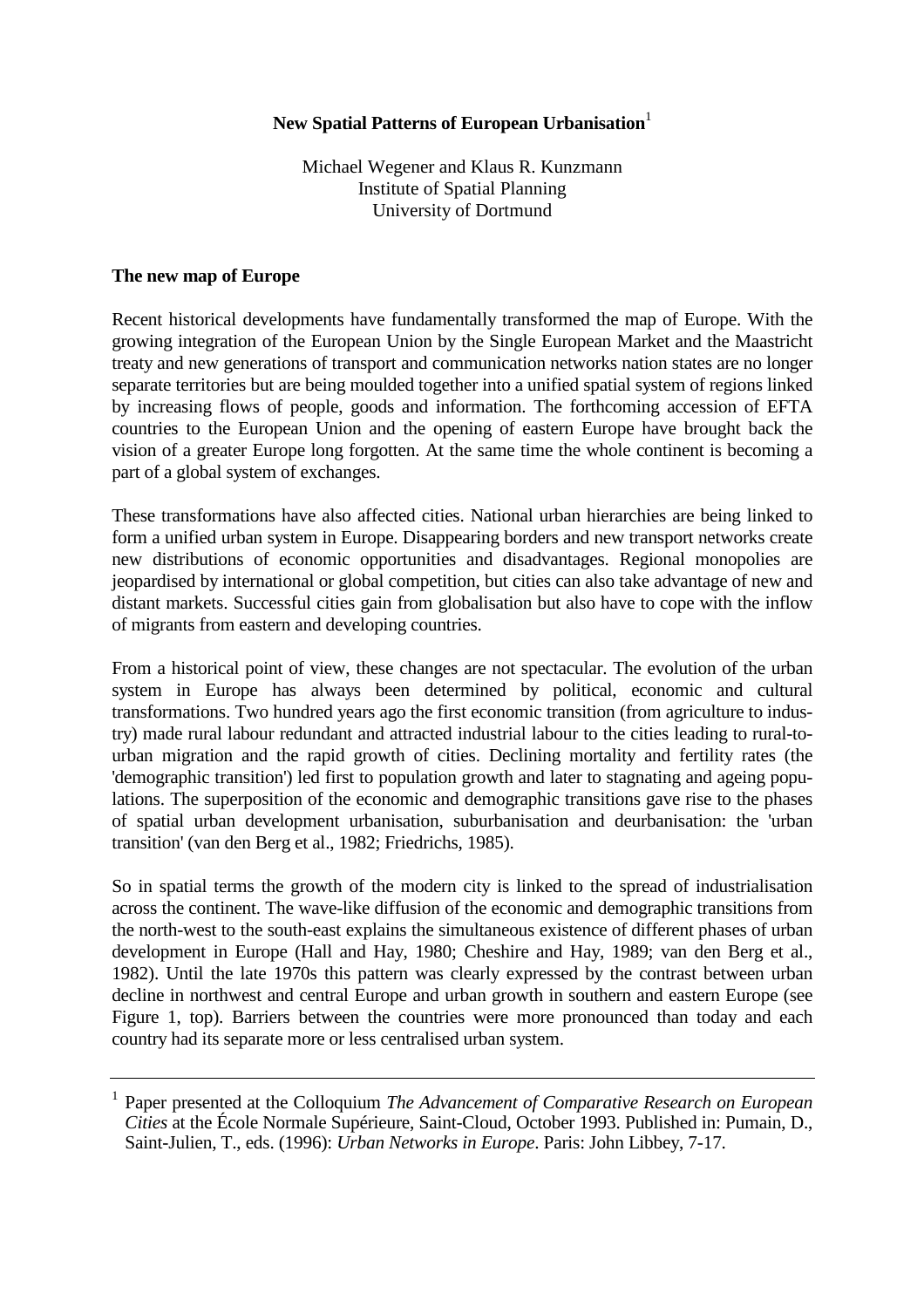# New Spatial Patterns of European Urbanisation[1]

Michael Wegener and Klaus R. Kunzmann
Institute of Spatial Planning
University of Dortmund

## The new map of Europe

Recent historical developments have fundamentally transformed the map of Europe. With the growing integration of the European Union by the Single European Market and the Maastricht treaty and new generations of transport and communication networks nation states are no longer separate territories but are being moulded together into a unified spatial system of regions linked by increasing flows of people, goods and information. The forthcoming accession of EFTA countries to the European Union and the opening of eastern Europe have brought back the vision of a greater Europe long forgotten. At the same time the whole continent is becoming a part of a global system of exchanges.

These transformations have also affected cities. National urban hierarchies are being linked to form a unified urban system in Europe. Disappearing borders and new transport networks create new distributions of economic opportunities and disadvantages. Regional monopolies are jeopardised by international or global competition, but cities can also take advantage of new and distant markets. Successful cities gain from globalisation but also have to cope with the inflow of migrants from eastern and developing countries.

From a historical point of view, these changes are not spectacular. The evolution of the urban system in Europe has always been determined by political, economic and cultural transformations. Two hundred years ago the first economic transition (from agriculture to industry) made rural labour redundant and attracted industrial labour to the cities leading to rural-to-urban migration and the rapid growth of cities. Declining mortality and fertility rates (the 'demographic transition') led first to population growth and later to stagnating and ageing populations. The superposition of the economic and demographic transitions gave rise to the phases of spatial urban development urbanisation, suburbanisation and deurbanisation: the 'urban transition' (van den Berg et al., 1982; Friedrichs, 1985).

So in spatial terms the growth of the modern city is linked to the spread of industrialisation across the continent. The wave-like diffusion of the economic and demographic transitions from the north-west to the south-east explains the simultaneous existence of different phases of urban development in Europe (Hall and Hay, 1980; Cheshire and Hay, 1989; van den Berg et al., 1982). Until the late 1970s this pattern was clearly expressed by the contrast between urban decline in northwest and central Europe and urban growth in southern and eastern Europe (see Figure 1, top). Barriers between the countries were more pronounced than today and each country had its separate more or less centralised urban system.

---

[1] Paper presented at the Colloquium *The Advancement of Comparative Research on European Cities* at the École Normale Supérieure, Saint-Cloud, October 1993. Published in: Pumain, D., Saint-Julien, T., eds. (1996): *Urban Networks in Europe*. Paris: John Libbey, 7-17.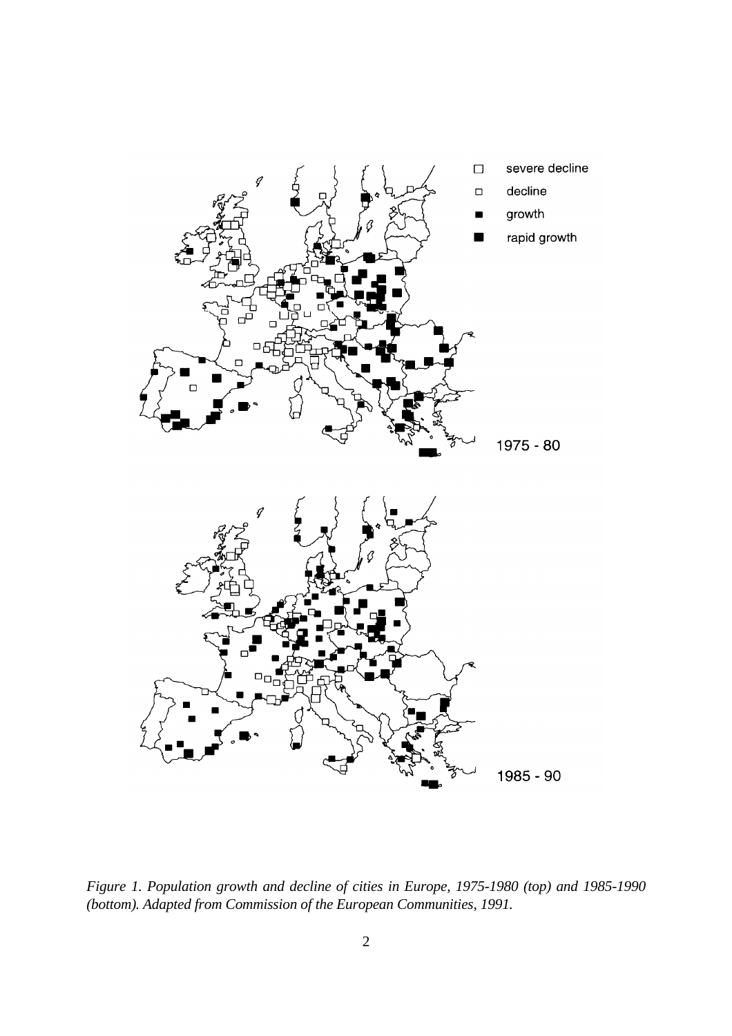*Figure 1. Population growth and decline of cities in Europe, 1975-1980 (top) and 1985-1990 (bottom). Adapted from Commission of the European Communities, 1991.*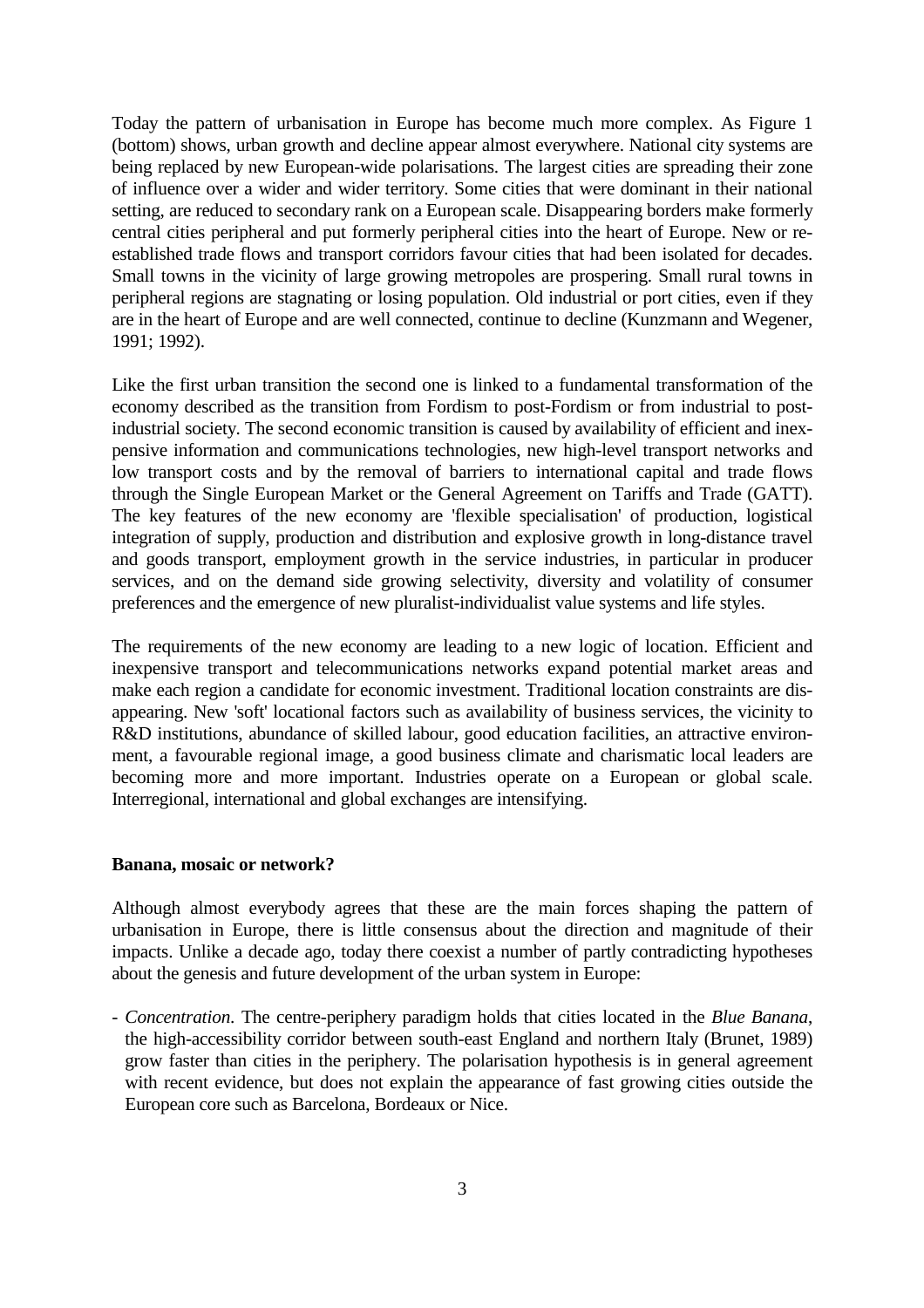Today the pattern of urbanisation in Europe has become much more complex. As Figure 1 (bottom) shows, urban growth and decline appear almost everywhere. National city systems are being replaced by new European-wide polarisations. The largest cities are spreading their zone of influence over a wider and wider territory. Some cities that were dominant in their national setting, are reduced to secondary rank on a European scale. Disappearing borders make formerly central cities peripheral and put formerly peripheral cities into the heart of Europe. New or re-established trade flows and transport corridors favour cities that had been isolated for decades. Small towns in the vicinity of large growing metropoles are prospering. Small rural towns in peripheral regions are stagnating or losing population. Old industrial or port cities, even if they are in the heart of Europe and are well connected, continue to decline (Kunzmann and Wegener, 1991; 1992).

Like the first urban transition the second one is linked to a fundamental transformation of the economy described as the transition from Fordism to post-Fordism or from industrial to post-industrial society. The second economic transition is caused by availability of efficient and inexpensive information and communications technologies, new high-level transport networks and low transport costs and by the removal of barriers to international capital and trade flows through the Single European Market or the General Agreement on Tariffs and Trade (GATT). The key features of the new economy are 'flexible specialisation' of production, logistical integration of supply, production and distribution and explosive growth in long-distance travel and goods transport, employment growth in the service industries, in particular in producer services, and on the demand side growing selectivity, diversity and volatility of consumer preferences and the emergence of new pluralist-individualist value systems and life styles.

The requirements of the new economy are leading to a new logic of location. Efficient and inexpensive transport and telecommunications networks expand potential market areas and make each region a candidate for economic investment. Traditional location constraints are disappearing. New 'soft' locational factors such as availability of business services, the vicinity to R&D institutions, abundance of skilled labour, good education facilities, an attractive environment, a favourable regional image, a good business climate and charismatic local leaders are becoming more and more important. Industries operate on a European or global scale. Interregional, international and global exchanges are intensifying.

**Banana, mosaic or network?**

Although almost everybody agrees that these are the main forces shaping the pattern of urbanisation in Europe, there is little consensus about the direction and magnitude of their impacts. Unlike a decade ago, today there coexist a number of partly contradicting hypotheses about the genesis and future development of the urban system in Europe:

- *Concentration.* The centre-periphery paradigm holds that cities located in the *Blue Banana*, the high-accessibility corridor between south-east England and northern Italy (Brunet, 1989) grow faster than cities in the periphery. The polarisation hypothesis is in general agreement with recent evidence, but does not explain the appearance of fast growing cities outside the European core such as Barcelona, Bordeaux or Nice.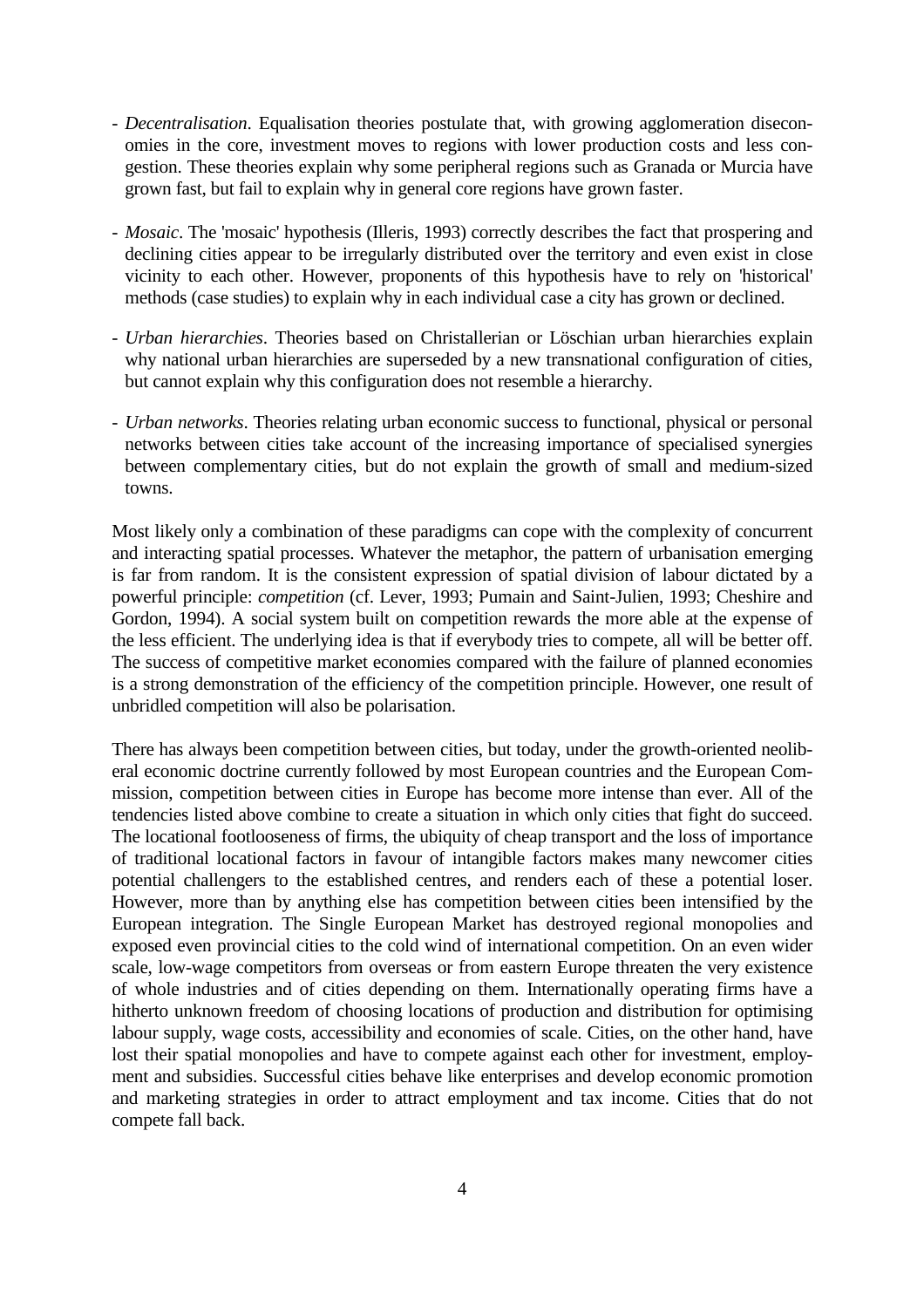- *Decentralisation*. Equalisation theories postulate that, with growing agglomeration diseconomies in the core, investment moves to regions with lower production costs and less congestion. These theories explain why some peripheral regions such as Granada or Murcia have grown fast, but fail to explain why in general core regions have grown faster.

- *Mosaic*. The 'mosaic' hypothesis (Illeris, 1993) correctly describes the fact that prospering and declining cities appear to be irregularly distributed over the territory and even exist in close vicinity to each other. However, proponents of this hypothesis have to rely on 'historical' methods (case studies) to explain why in each individual case a city has grown or declined.

- *Urban hierarchies*. Theories based on Christallerian or Löschian urban hierarchies explain why national urban hierarchies are superseded by a new transnational configuration of cities, but cannot explain why this configuration does not resemble a hierarchy.

- *Urban networks*. Theories relating urban economic success to functional, physical or personal networks between cities take account of the increasing importance of specialised synergies between complementary cities, but do not explain the growth of small and medium-sized towns.

Most likely only a combination of these paradigms can cope with the complexity of concurrent and interacting spatial processes. Whatever the metaphor, the pattern of urbanisation emerging is far from random. It is the consistent expression of spatial division of labour dictated by a powerful principle: *competition* (cf. Lever, 1993; Pumain and Saint-Julien, 1993; Cheshire and Gordon, 1994). A social system built on competition rewards the more able at the expense of the less efficient. The underlying idea is that if everybody tries to compete, all will be better off. The success of competitive market economies compared with the failure of planned economies is a strong demonstration of the efficiency of the competition principle. However, one result of unbridled competition will also be polarisation.

There has always been competition between cities, but today, under the growth-oriented neoliberal economic doctrine currently followed by most European countries and the European Commission, competition between cities in Europe has become more intense than ever. All of the tendencies listed above combine to create a situation in which only cities that fight do succeed. The locational footlooseness of firms, the ubiquity of cheap transport and the loss of importance of traditional locational factors in favour of intangible factors makes many newcomer cities potential challengers to the established centres, and renders each of these a potential loser. However, more than by anything else has competition between cities been intensified by the European integration. The Single European Market has destroyed regional monopolies and exposed even provincial cities to the cold wind of international competition. On an even wider scale, low-wage competitors from overseas or from eastern Europe threaten the very existence of whole industries and of cities depending on them. Internationally operating firms have a hitherto unknown freedom of choosing locations of production and distribution for optimising labour supply, wage costs, accessibility and economies of scale. Cities, on the other hand, have lost their spatial monopolies and have to compete against each other for investment, employment and subsidies. Successful cities behave like enterprises and develop economic promotion and marketing strategies in order to attract employment and tax income. Cities that do not compete fall back.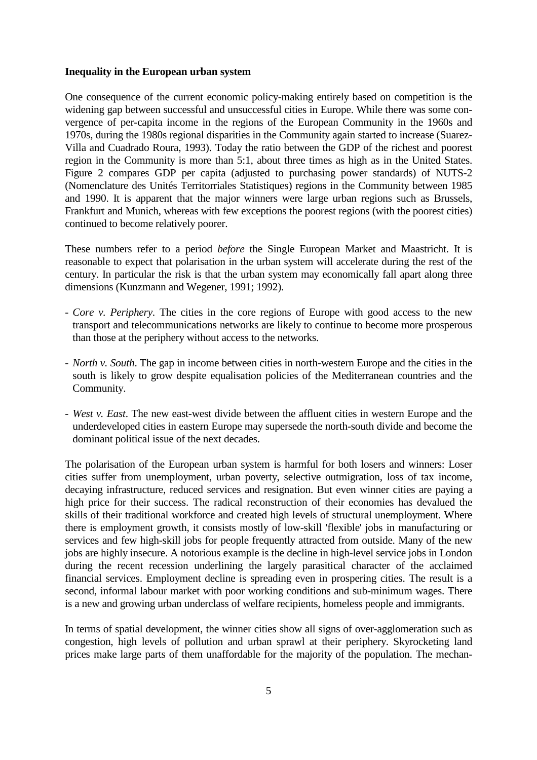**Inequality in the European urban system**

One consequence of the current economic policy-making entirely based on competition is the widening gap between successful and unsuccessful cities in Europe. While there was some convergence of per-capita income in the regions of the European Community in the 1960s and 1970s, during the 1980s regional disparities in the Community again started to increase (Suarez-Villa and Cuadrado Roura, 1993). Today the ratio between the GDP of the richest and poorest region in the Community is more than 5:1, about three times as high as in the United States. Figure 2 compares GDP per capita (adjusted to purchasing power standards) of NUTS-2 (Nomenclature des Unités Territorriales Statistiques) regions in the Community between 1985 and 1990. It is apparent that the major winners were large urban regions such as Brussels, Frankfurt and Munich, whereas with few exceptions the poorest regions (with the poorest cities) continued to become relatively poorer.

These numbers refer to a period *before* the Single European Market and Maastricht. It is reasonable to expect that polarisation in the urban system will accelerate during the rest of the century. In particular the risk is that the urban system may economically fall apart along three dimensions (Kunzmann and Wegener, 1991; 1992).

- *Core v. Periphery*. The cities in the core regions of Europe with good access to the new transport and telecommunications networks are likely to continue to become more prosperous than those at the periphery without access to the networks.
- *North v. South*. The gap in income between cities in north-western Europe and the cities in the south is likely to grow despite equalisation policies of the Mediterranean countries and the Community.
- *West v. East*. The new east-west divide between the affluent cities in western Europe and the underdeveloped cities in eastern Europe may supersede the north-south divide and become the dominant political issue of the next decades.

The polarisation of the European urban system is harmful for both losers and winners: Loser cities suffer from unemployment, urban poverty, selective outmigration, loss of tax income, decaying infrastructure, reduced services and resignation. But even winner cities are paying a high price for their success. The radical reconstruction of their economies has devalued the skills of their traditional workforce and created high levels of structural unemployment. Where there is employment growth, it consists mostly of low-skill 'flexible' jobs in manufacturing or services and few high-skill jobs for people frequently attracted from outside. Many of the new jobs are highly insecure. A notorious example is the decline in high-level service jobs in London during the recent recession underlining the largely parasitical character of the acclaimed financial services. Employment decline is spreading even in prospering cities. The result is a second, informal labour market with poor working conditions and sub-minimum wages. There is a new and growing urban underclass of welfare recipients, homeless people and immigrants.

In terms of spatial development, the winner cities show all signs of over-agglomeration such as congestion, high levels of pollution and urban sprawl at their periphery. Skyrocketing land prices make large parts of them unaffordable for the majority of the population. The mechan-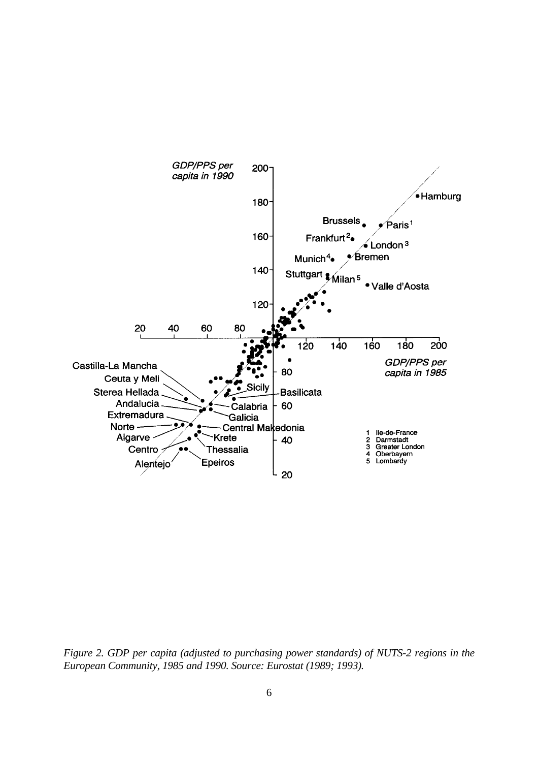*Figure 2. GDP per capita (adjusted to purchasing power standards) of NUTS-2 regions in the European Community, 1985 and 1990. Source: Eurostat (1989; 1993).*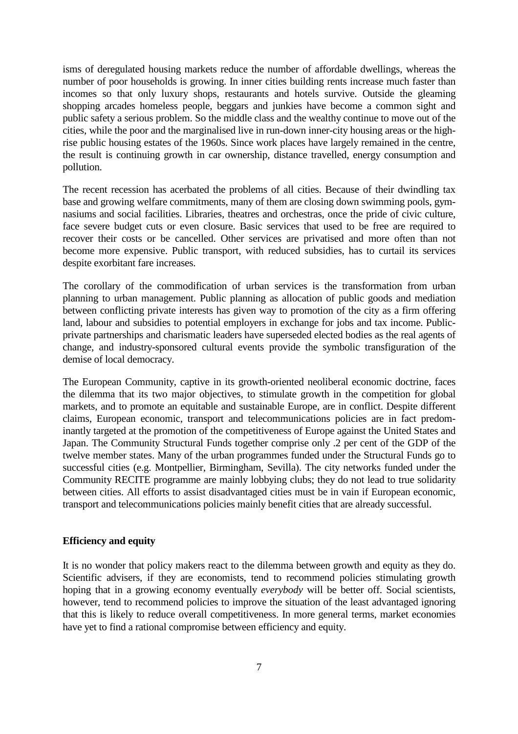isms of deregulated housing markets reduce the number of affordable dwellings, whereas the number of poor households is growing. In inner cities building rents increase much faster than incomes so that only luxury shops, restaurants and hotels survive. Outside the gleaming shopping arcades homeless people, beggars and junkies have become a common sight and public safety a serious problem. So the middle class and the wealthy continue to move out of the cities, while the poor and the marginalised live in run-down inner-city housing areas or the high-rise public housing estates of the 1960s. Since work places have largely remained in the centre, the result is continuing growth in car ownership, distance travelled, energy consumption and pollution.

The recent recession has acerbated the problems of all cities. Because of their dwindling tax base and growing welfare commitments, many of them are closing down swimming pools, gymnasiums and social facilities. Libraries, theatres and orchestras, once the pride of civic culture, face severe budget cuts or even closure. Basic services that used to be free are required to recover their costs or be cancelled. Other services are privatised and more often than not become more expensive. Public transport, with reduced subsidies, has to curtail its services despite exorbitant fare increases.

The corollary of the commodification of urban services is the transformation from urban planning to urban management. Public planning as allocation of public goods and mediation between conflicting private interests has given way to promotion of the city as a firm offering land, labour and subsidies to potential employers in exchange for jobs and tax income. Public-private partnerships and charismatic leaders have superseded elected bodies as the real agents of change, and industry-sponsored cultural events provide the symbolic transfiguration of the demise of local democracy.

The European Community, captive in its growth-oriented neoliberal economic doctrine, faces the dilemma that its two major objectives, to stimulate growth in the competition for global markets, and to promote an equitable and sustainable Europe, are in conflict. Despite different claims, European economic, transport and telecommunications policies are in fact predominantly targeted at the promotion of the competitiveness of Europe against the United States and Japan. The Community Structural Funds together comprise only .2 per cent of the GDP of the twelve member states. Many of the urban programmes funded under the Structural Funds go to successful cities (e.g. Montpellier, Birmingham, Sevilla). The city networks funded under the Community RECITE programme are mainly lobbying clubs; they do not lead to true solidarity between cities. All efforts to assist disadvantaged cities must be in vain if European economic, transport and telecommunications policies mainly benefit cities that are already successful.

**Efficiency and equity**

It is no wonder that policy makers react to the dilemma between growth and equity as they do. Scientific advisers, if they are economists, tend to recommend policies stimulating growth hoping that in a growing economy eventually *everybody* will be better off. Social scientists, however, tend to recommend policies to improve the situation of the least advantaged ignoring that this is likely to reduce overall competitiveness. In more general terms, market economies have yet to find a rational compromise between efficiency and equity.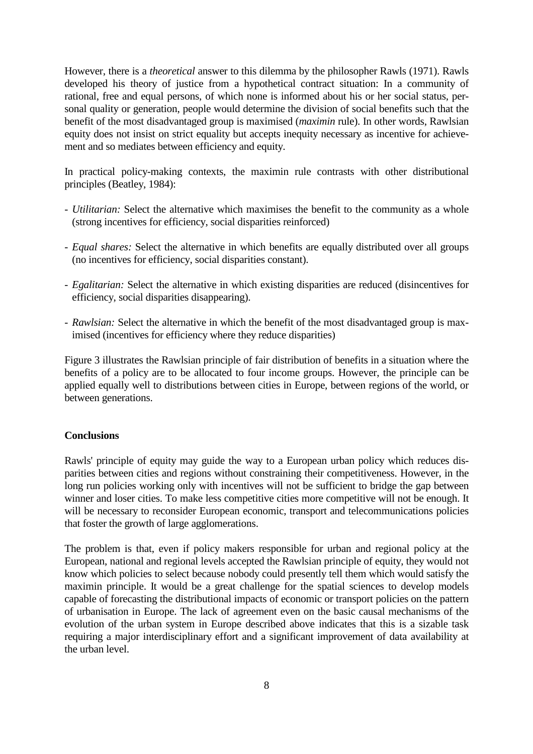However, there is a *theoretical* answer to this dilemma by the philosopher Rawls (1971). Rawls developed his theory of justice from a hypothetical contract situation: In a community of rational, free and equal persons, of which none is informed about his or her social status, personal quality or generation, people would determine the division of social benefits such that the benefit of the most disadvantaged group is maximised (*maximin* rule). In other words, Rawlsian equity does not insist on strict equality but accepts inequity necessary as incentive for achievement and so mediates between efficiency and equity.

In practical policy-making contexts, the maximin rule contrasts with other distributional principles (Beatley, 1984):

- *Utilitarian:* Select the alternative which maximises the benefit to the community as a whole (strong incentives for efficiency, social disparities reinforced)
- *Equal shares:* Select the alternative in which benefits are equally distributed over all groups (no incentives for efficiency, social disparities constant).
- *Egalitarian:* Select the alternative in which existing disparities are reduced (disincentives for efficiency, social disparities disappearing).
- *Rawlsian:* Select the alternative in which the benefit of the most disadvantaged group is maximised (incentives for efficiency where they reduce disparities)

Figure 3 illustrates the Rawlsian principle of fair distribution of benefits in a situation where the benefits of a policy are to be allocated to four income groups. However, the principle can be applied equally well to distributions between cities in Europe, between regions of the world, or between generations.

**Conclusions**

Rawls' principle of equity may guide the way to a European urban policy which reduces disparities between cities and regions without constraining their competitiveness. However, in the long run policies working only with incentives will not be sufficient to bridge the gap between winner and loser cities. To make less competitive cities more competitive will not be enough. It will be necessary to reconsider European economic, transport and telecommunications policies that foster the growth of large agglomerations.

The problem is that, even if policy makers responsible for urban and regional policy at the European, national and regional levels accepted the Rawlsian principle of equity, they would not know which policies to select because nobody could presently tell them which would satisfy the maximin principle. It would be a great challenge for the spatial sciences to develop models capable of forecasting the distributional impacts of economic or transport policies on the pattern of urbanisation in Europe. The lack of agreement even on the basic causal mechanisms of the evolution of the urban system in Europe described above indicates that this is a sizable task requiring a major interdisciplinary effort and a significant improvement of data availability at the urban level.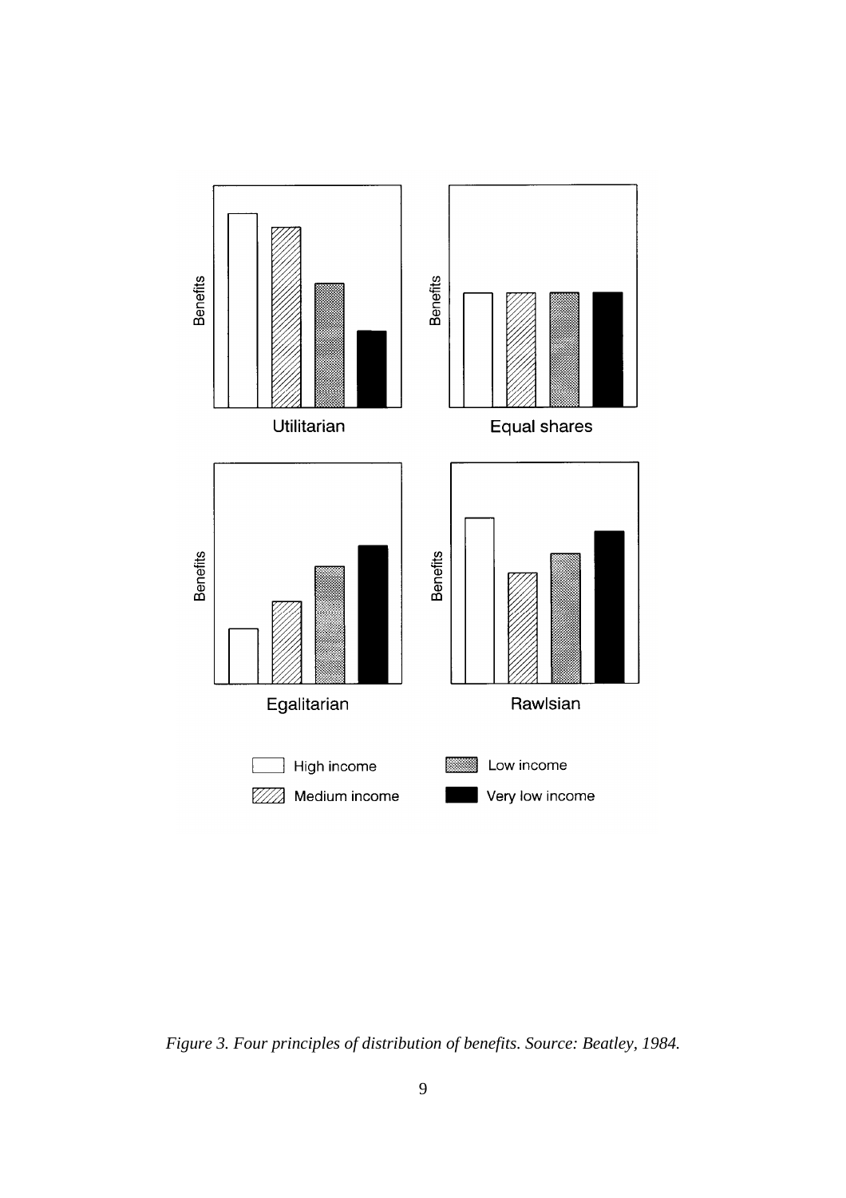Benefits

Utilitarian

Benefits

Equal shares

Benefits

Egalitarian

Benefits

Rawlsian

High income

Medium income

Low income

Very low income

*Figure 3. Four principles of distribution of benefits. Source: Beatley, 1984.*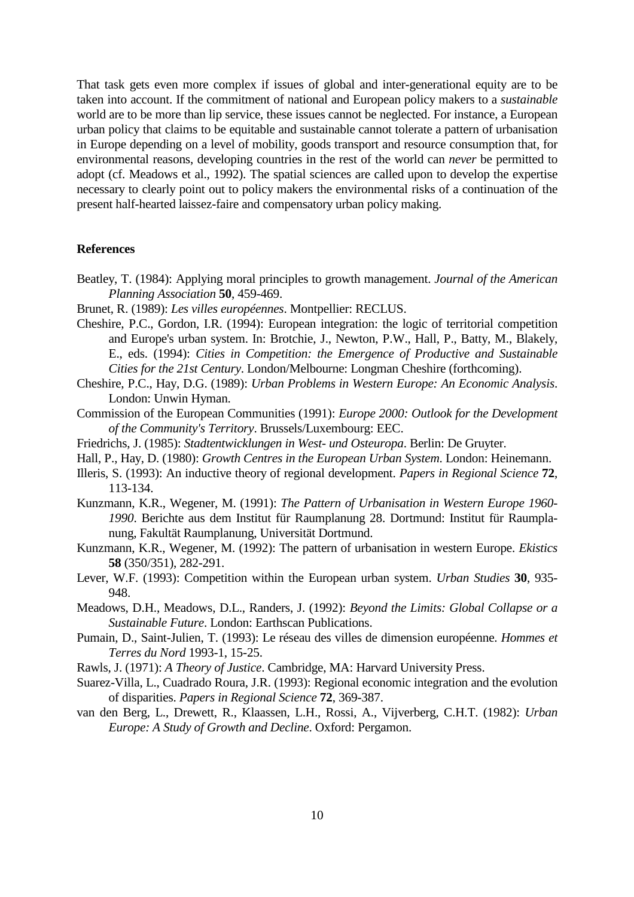That task gets even more complex if issues of global and inter-generational equity are to be taken into account. If the commitment of national and European policy makers to a *sustainable* world are to be more than lip service, these issues cannot be neglected. For instance, a European urban policy that claims to be equitable and sustainable cannot tolerate a pattern of urbanisation in Europe depending on a level of mobility, goods transport and resource consumption that, for environmental reasons, developing countries in the rest of the world can *never* be permitted to adopt (cf. Meadows et al., 1992). The spatial sciences are called upon to develop the expertise necessary to clearly point out to policy makers the environmental risks of a continuation of the present half-hearted laissez-faire and compensatory urban policy making.

## References

Beatley, T. (1984): Applying moral principles to growth management. *Journal of the American Planning Association* **50**, 459-469.

Brunet, R. (1989): *Les villes européennes*. Montpellier: RECLUS.

Cheshire, P.C., Gordon, I.R. (1994): European integration: the logic of territorial competition and Europe's urban system. In: Brotchie, J., Newton, P.W., Hall, P., Batty, M., Blakely, E., eds. (1994): *Cities in Competition: the Emergence of Productive and Sustainable Cities for the 21st Century*. London/Melbourne: Longman Cheshire (forthcoming).

Cheshire, P.C., Hay, D.G. (1989): *Urban Problems in Western Europe: An Economic Analysis*. London: Unwin Hyman.

Commission of the European Communities (1991): *Europe 2000: Outlook for the Development of the Community's Territory*. Brussels/Luxembourg: EEC.

Friedrichs, J. (1985): *Stadtentwicklungen in West- und Osteuropa*. Berlin: De Gruyter.

Hall, P., Hay, D. (1980): *Growth Centres in the European Urban System*. London: Heinemann.

Illeris, S. (1993): An inductive theory of regional development. *Papers in Regional Science* **72**, 113-134.

Kunzmann, K.R., Wegener, M. (1991): *The Pattern of Urbanisation in Western Europe 1960-1990*. Berichte aus dem Institut für Raumplanung 28. Dortmund: Institut für Raumplanung, Fakultät Raumplanung, Universität Dortmund.

Kunzmann, K.R., Wegener, M. (1992): The pattern of urbanisation in western Europe. *Ekistics* **58** (350/351), 282-291.

Lever, W.F. (1993): Competition within the European urban system. *Urban Studies* **30**, 935-948.

Meadows, D.H., Meadows, D.L., Randers, J. (1992): *Beyond the Limits: Global Collapse or a Sustainable Future*. London: Earthscan Publications.

Pumain, D., Saint-Julien, T. (1993): Le réseau des villes de dimension européenne. *Hommes et Terres du Nord* 1993-1, 15-25.

Rawls, J. (1971): *A Theory of Justice*. Cambridge, MA: Harvard University Press.

Suarez-Villa, L., Cuadrado Roura, J.R. (1993): Regional economic integration and the evolution of disparities. *Papers in Regional Science* **72**, 369-387.

van den Berg, L., Drewett, R., Klaassen, L.H., Rossi, A., Vijverberg, C.H.T. (1982): *Urban Europe: A Study of Growth and Decline*. Oxford: Pergamon.